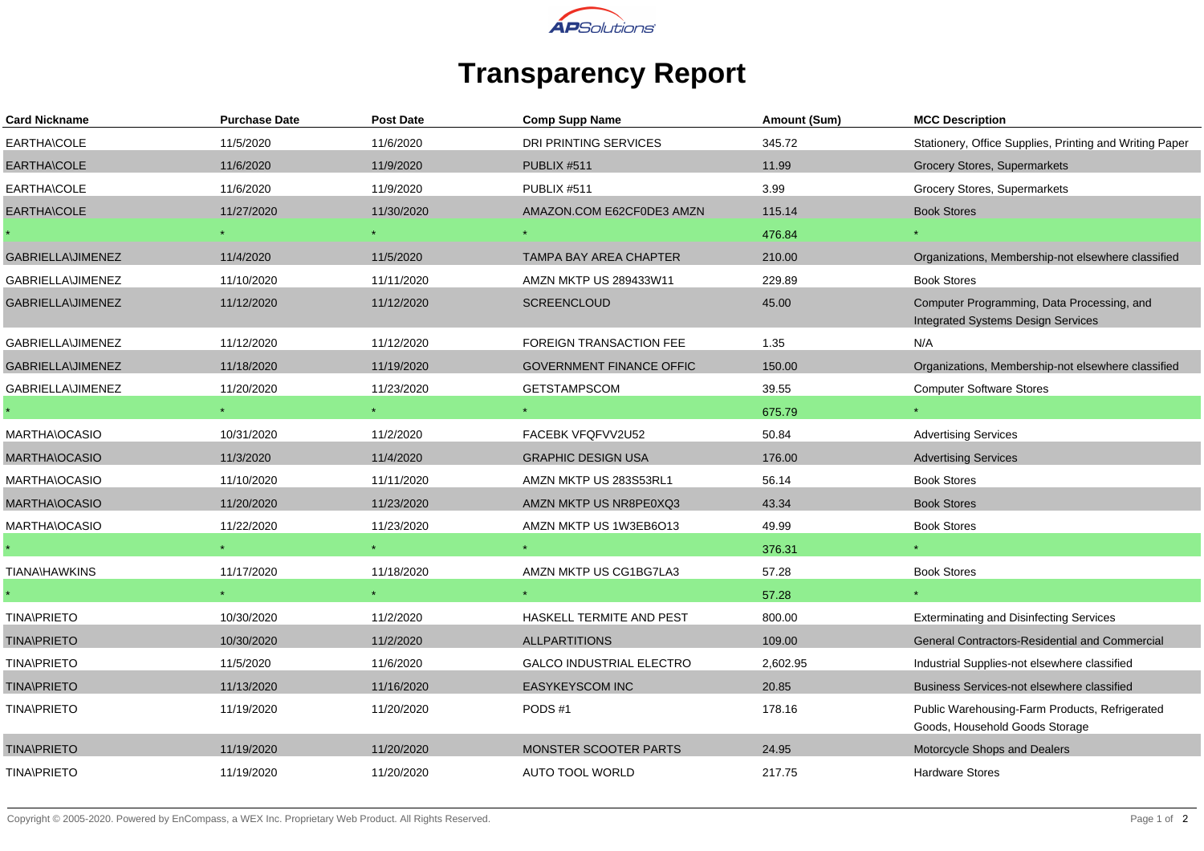APSolutions

# Transparency Report

| Card Nickname | Purchase Date | Post Date | Comp Supp Name | Amount (Sum) | MCC Description |
|---|---|---|---|---|---|
| EARTHA\COLE | 11/5/2020 | 11/6/2020 | DRI PRINTING SERVICES | 345.72 | Stationery, Office Supplies, Printing and Writing Paper |
| EARTHA\COLE | 11/6/2020 | 11/9/2020 | PUBLIX #511 | 11.99 | Grocery Stores, Supermarkets |
| EARTHA\COLE | 11/6/2020 | 11/9/2020 | PUBLIX #511 | 3.99 | Grocery Stores, Supermarkets |
| EARTHA\COLE | 11/27/2020 | 11/30/2020 | AMAZON.COM E62CF0DE3 AMZN | 115.14 | Book Stores |
| * | * | * | * | 476.84 | * |
| GABRIELLA\JIMENEZ | 11/4/2020 | 11/5/2020 | TAMPA BAY AREA CHAPTER | 210.00 | Organizations, Membership-not elsewhere classified |
| GABRIELLA\JIMENEZ | 11/10/2020 | 11/11/2020 | AMZN MKTP US 289433W11 | 229.89 | Book Stores |
| GABRIELLA\JIMENEZ | 11/12/2020 | 11/12/2020 | SCREENCLOUD | 45.00 | Computer Programming, Data Processing, and Integrated Systems Design Services |
| GABRIELLA\JIMENEZ | 11/12/2020 | 11/12/2020 | FOREIGN TRANSACTION FEE | 1.35 | N/A |
| GABRIELLA\JIMENEZ | 11/18/2020 | 11/19/2020 | GOVERNMENT FINANCE OFFIC | 150.00 | Organizations, Membership-not elsewhere classified |
| GABRIELLA\JIMENEZ | 11/20/2020 | 11/23/2020 | GETSTAMPSCOM | 39.55 | Computer Software Stores |
| * | * | * | * | 675.79 | * |
| MARTHA\OCASIO | 10/31/2020 | 11/2/2020 | FACEBK VFQFVV2U52 | 50.84 | Advertising Services |
| MARTHA\OCASIO | 11/3/2020 | 11/4/2020 | GRAPHIC DESIGN USA | 176.00 | Advertising Services |
| MARTHA\OCASIO | 11/10/2020 | 11/11/2020 | AMZN MKTP US 283S53RL1 | 56.14 | Book Stores |
| MARTHA\OCASIO | 11/20/2020 | 11/23/2020 | AMZN MKTP US NR8PE0XQ3 | 43.34 | Book Stores |
| MARTHA\OCASIO | 11/22/2020 | 11/23/2020 | AMZN MKTP US 1W3EB6O13 | 49.99 | Book Stores |
| * | * | * | * | 376.31 | * |
| TIANA\HAWKINS | 11/17/2020 | 11/18/2020 | AMZN MKTP US CG1BG7LA3 | 57.28 | Book Stores |
| * | * | * | * | 57.28 | * |
| TINA\PRIETO | 10/30/2020 | 11/2/2020 | HASKELL TERMITE AND PEST | 800.00 | Exterminating and Disinfecting Services |
| TINA\PRIETO | 10/30/2020 | 11/2/2020 | ALLPARTITIONS | 109.00 | General Contractors-Residential and Commercial |
| TINA\PRIETO | 11/5/2020 | 11/6/2020 | GALCO INDUSTRIAL ELECTRO | 2,602.95 | Industrial Supplies-not elsewhere classified |
| TINA\PRIETO | 11/13/2020 | 11/16/2020 | EASYKEYSCOM INC | 20.85 | Business Services-not elsewhere classified |
| TINA\PRIETO | 11/19/2020 | 11/20/2020 | PODS #1 | 178.16 | Public Warehousing-Farm Products, Refrigerated Goods, Household Goods Storage |
| TINA\PRIETO | 11/19/2020 | 11/20/2020 | MONSTER SCOOTER PARTS | 24.95 | Motorcycle Shops and Dealers |
| TINA\PRIETO | 11/19/2020 | 11/20/2020 | AUTO TOOL WORLD | 217.75 | Hardware Stores |

Copyright © 2005-2020. Powered by EnCompass, a WEX Inc. Proprietary Web Product. All Rights Reserved.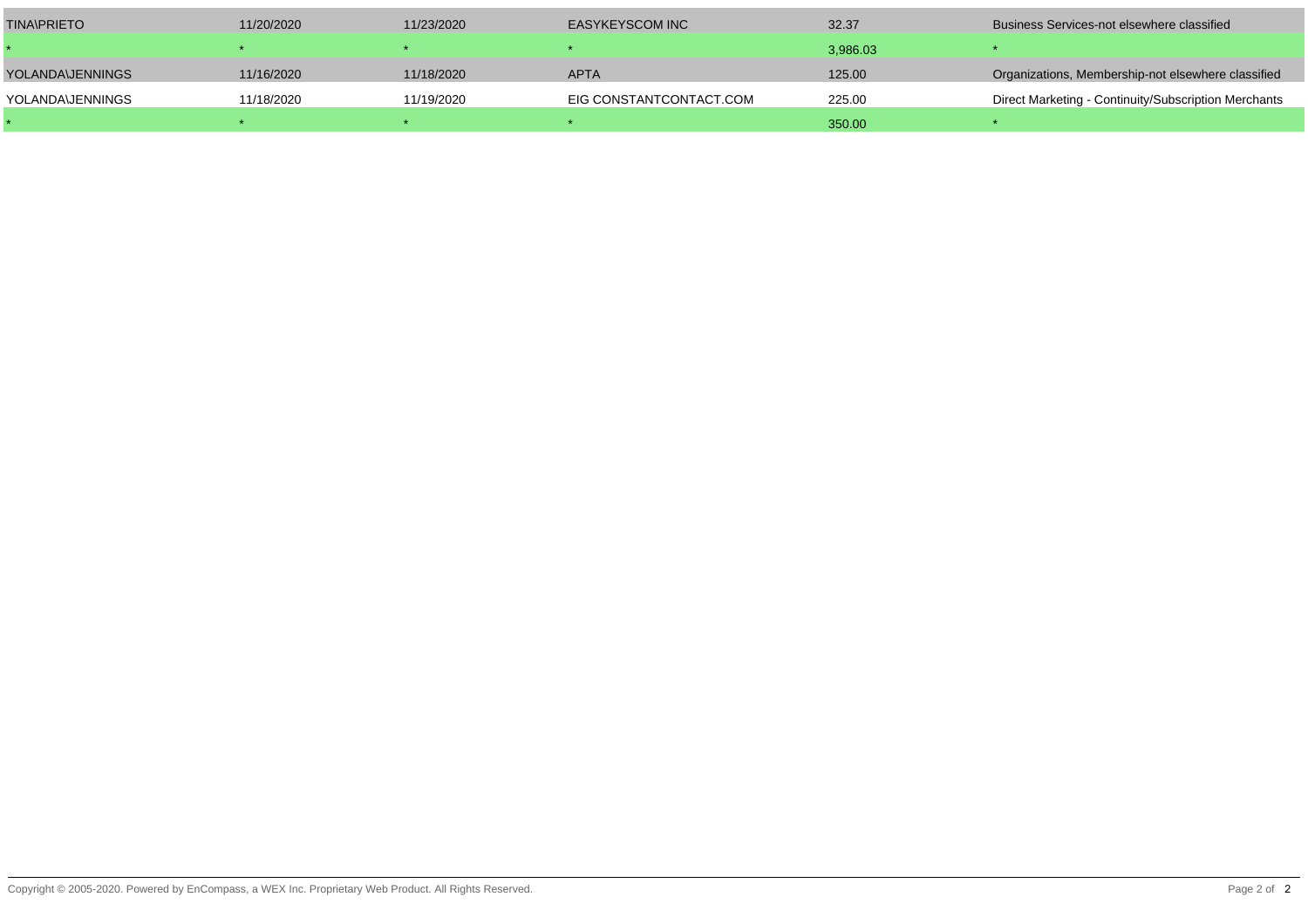| | | | | | |
|---|---|---|---|---|---|
| TINA\PRIETO | 11/20/2020 | 11/23/2020 | EASYKEYSCOM INC | 32.37 | Business Services-not elsewhere classified |
| * | * | * | * | 3,986.03 | * |
| YOLANDA\JENNINGS | 11/16/2020 | 11/18/2020 | APTA | 125.00 | Organizations, Membership-not elsewhere classified |
| YOLANDA\JENNINGS | 11/18/2020 | 11/19/2020 | EIG CONSTANTCONTACT.COM | 225.00 | Direct Marketing - Continuity/Subscription Merchants |
| * | * | * | * | 350.00 | * |

Copyright © 2005-2020. Powered by EnCompass, a WEX Inc. Proprietary Web Product. All Rights Reserved.